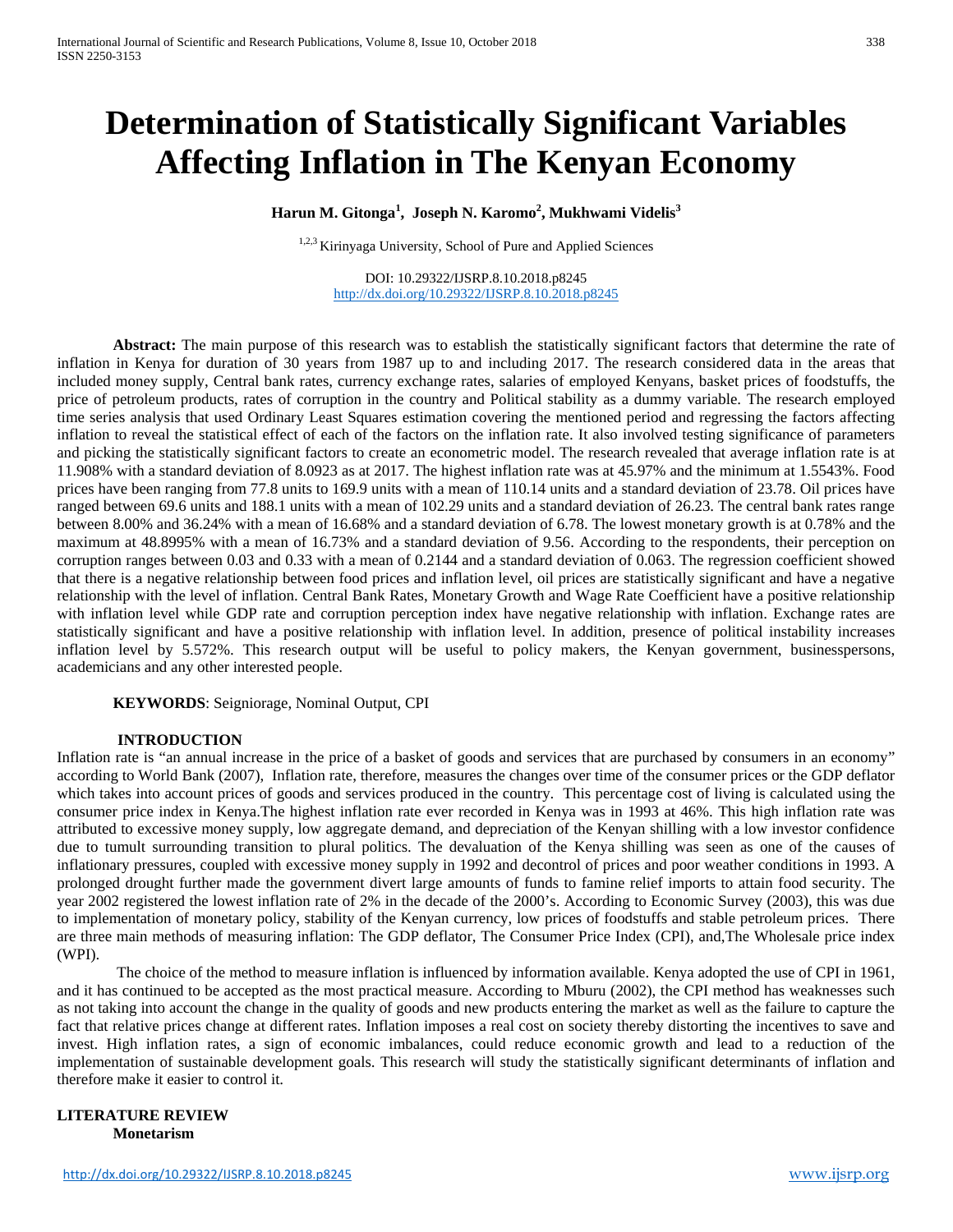# Determination of Statistically Significant Variables Affecting Inflation in The Kenyan Economy

**Harun M. Gitonga[1], Joseph N. Karomo[2], Mukhwami Videlis[3]**

[1,2,3] Kirinyaga University, School of Pure and Applied Sciences

DOI: 10.29322/IJSRP.8.10.2018.p8245
http://dx.doi.org/10.29322/IJSRP.8.10.2018.p8245

**Abstract:** The main purpose of this research was to establish the statistically significant factors that determine the rate of inflation in Kenya for duration of 30 years from 1987 up to and including 2017. The research considered data in the areas that included money supply, Central bank rates, currency exchange rates, salaries of employed Kenyans, basket prices of foodstuffs, the price of petroleum products, rates of corruption in the country and Political stability as a dummy variable. The research employed time series analysis that used Ordinary Least Squares estimation covering the mentioned period and regressing the factors affecting inflation to reveal the statistical effect of each of the factors on the inflation rate. It also involved testing significance of parameters and picking the statistically significant factors to create an econometric model. The research revealed that average inflation rate is at 11.908% with a standard deviation of 8.0923 as at 2017. The highest inflation rate was at 45.97% and the minimum at 1.5543%. Food prices have been ranging from 77.8 units to 169.9 units with a mean of 110.14 units and a standard deviation of 23.78. Oil prices have ranged between 69.6 units and 188.1 units with a mean of 102.29 units and a standard deviation of 26.23. The central bank rates range between 8.00% and 36.24% with a mean of 16.68% and a standard deviation of 6.78. The lowest monetary growth is at 0.78% and the maximum at 48.8995% with a mean of 16.73% and a standard deviation of 9.56. According to the respondents, their perception on corruption ranges between 0.03 and 0.33 with a mean of 0.2144 and a standard deviation of 0.063. The regression coefficient showed that there is a negative relationship between food prices and inflation level, oil prices are statistically significant and have a negative relationship with the level of inflation. Central Bank Rates, Monetary Growth and Wage Rate Coefficient have a positive relationship with inflation level while GDP rate and corruption perception index have negative relationship with inflation. Exchange rates are statistically significant and have a positive relationship with inflation level. In addition, presence of political instability increases inflation level by 5.572%. This research output will be useful to policy makers, the Kenyan government, businesspersons, academicians and any other interested people.

**KEYWORDS**: Seigniorage, Nominal Output, CPI

## INTRODUCTION

Inflation rate is "an annual increase in the price of a basket of goods and services that are purchased by consumers in an economy" according to World Bank (2007), Inflation rate, therefore, measures the changes over time of the consumer prices or the GDP deflator which takes into account prices of goods and services produced in the country. This percentage cost of living is calculated using the consumer price index in Kenya.The highest inflation rate ever recorded in Kenya was in 1993 at 46%. This high inflation rate was attributed to excessive money supply, low aggregate demand, and depreciation of the Kenyan shilling with a low investor confidence due to tumult surrounding transition to plural politics. The devaluation of the Kenya shilling was seen as one of the causes of inflationary pressures, coupled with excessive money supply in 1992 and decontrol of prices and poor weather conditions in 1993. A prolonged drought further made the government divert large amounts of funds to famine relief imports to attain food security. The year 2002 registered the lowest inflation rate of 2% in the decade of the 2000's. According to Economic Survey (2003), this was due to implementation of monetary policy, stability of the Kenyan currency, low prices of foodstuffs and stable petroleum prices. There are three main methods of measuring inflation: The GDP deflator, The Consumer Price Index (CPI), and,The Wholesale price index (WPI).

The choice of the method to measure inflation is influenced by information available. Kenya adopted the use of CPI in 1961, and it has continued to be accepted as the most practical measure. According to Mburu (2002), the CPI method has weaknesses such as not taking into account the change in the quality of goods and new products entering the market as well as the failure to capture the fact that relative prices change at different rates. Inflation imposes a real cost on society thereby distorting the incentives to save and invest. High inflation rates, a sign of economic imbalances, could reduce economic growth and lead to a reduction of the implementation of sustainable development goals. This research will study the statistically significant determinants of inflation and therefore make it easier to control it.

## LITERATURE REVIEW

### Monetarism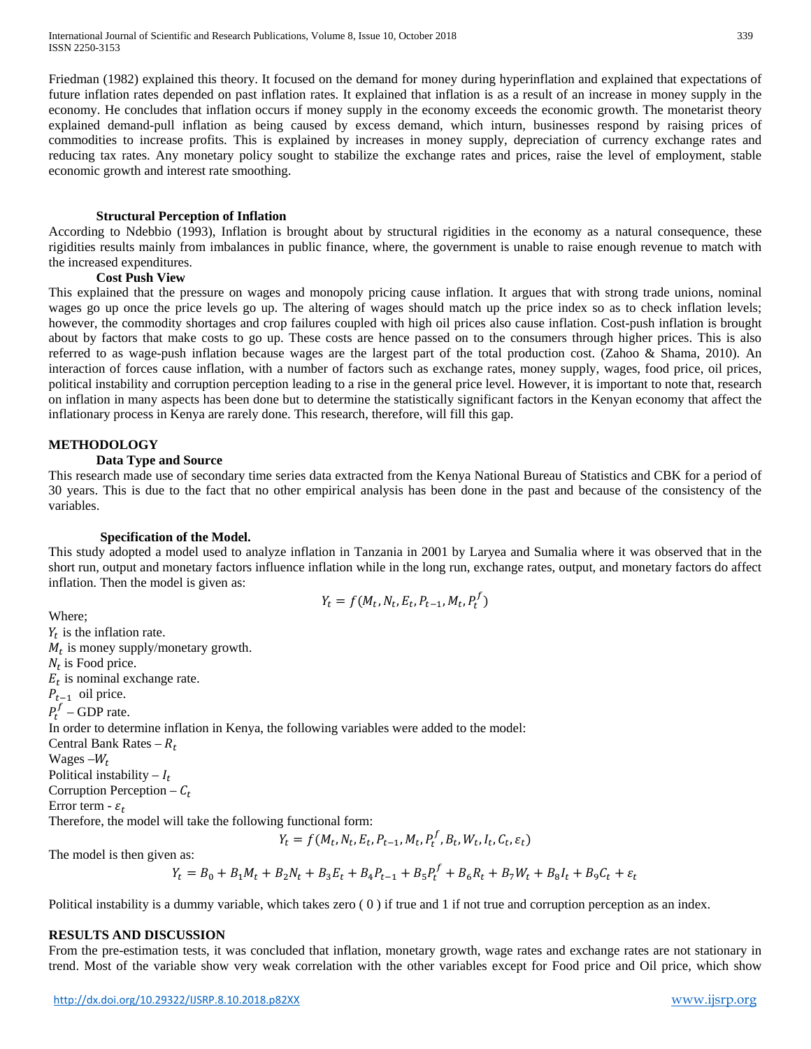Friedman (1982) explained this theory. It focused on the demand for money during hyperinflation and explained that expectations of future inflation rates depended on past inflation rates. It explained that inflation is as a result of an increase in money supply in the economy. He concludes that inflation occurs if money supply in the economy exceeds the economic growth. The monetarist theory explained demand-pull inflation as being caused by excess demand, which inturn, businesses respond by raising prices of commodities to increase profits. This is explained by increases in money supply, depreciation of currency exchange rates and reducing tax rates. Any monetary policy sought to stabilize the exchange rates and prices, raise the level of employment, stable economic growth and interest rate smoothing.

### Structural Perception of Inflation

According to Ndebbio (1993), Inflation is brought about by structural rigidities in the economy as a natural consequence, these rigidities results mainly from imbalances in public finance, where, the government is unable to raise enough revenue to match with the increased expenditures.

### Cost Push View

This explained that the pressure on wages and monopoly pricing cause inflation. It argues that with strong trade unions, nominal wages go up once the price levels go up. The altering of wages should match up the price index so as to check inflation levels; however, the commodity shortages and crop failures coupled with high oil prices also cause inflation. Cost-push inflation is brought about by factors that make costs to go up. These costs are hence passed on to the consumers through higher prices. This is also referred to as wage-push inflation because wages are the largest part of the total production cost. (Zahoo & Shama, 2010). An interaction of forces cause inflation, with a number of factors such as exchange rates, money supply, wages, food price, oil prices, political instability and corruption perception leading to a rise in the general price level. However, it is important to note that, research on inflation in many aspects has been done but to determine the statistically significant factors in the Kenyan economy that affect the inflationary process in Kenya are rarely done. This research, therefore, will fill this gap.

## METHODOLOGY

### Data Type and Source

This research made use of secondary time series data extracted from the Kenya National Bureau of Statistics and CBK for a period of 30 years. This is due to the fact that no other empirical analysis has been done in the past and because of the consistency of the variables.

### Specification of the Model.

This study adopted a model used to analyze inflation in Tanzania in 2001 by Laryea and Sumalia where it was observed that in the short run, output and monetary factors influence inflation while in the long run, exchange rates, output, and monetary factors do affect inflation. Then the model is given as:

$$Y_t = f(M_t, N_t, E_t, P_{t-1}, M_t, P_t^f)$$

Where;

$Y_t$ is the inflation rate.

$M_t$ is money supply/monetary growth.

$N_t$ is Food price.

$E_t$ is nominal exchange rate.

$P_{t-1}$ oil price.

$P_t^f$ – GDP rate.

In order to determine inflation in Kenya, the following variables were added to the model:

Central Bank Rates – $R_t$

Wages – $W_t$

Political instability – $I_t$

Corruption Perception – $C_t$

Error term - $\varepsilon_t$

Therefore, the model will take the following functional form:

$$Y_t = f(M_t, N_t, E_t, P_{t-1}, M_t, P_t^f, B_t, W_t, I_t, C_t, \varepsilon_t)$$

The model is then given as:

$$Y_t = B_0 + B_1 M_t + B_2 N_t + B_3 E_t + B_4 P_{t-1} + B_5 P_t^f + B_6 R_t + B_7 W_t + B_8 I_t + B_9 C_t + \varepsilon_t$$

Political instability is a dummy variable, which takes zero ( 0 ) if true and 1 if not true and corruption perception as an index.

## RESULTS AND DISCUSSION

From the pre-estimation tests, it was concluded that inflation, monetary growth, wage rates and exchange rates are not stationary in trend. Most of the variable show very weak correlation with the other variables except for Food price and Oil price, which show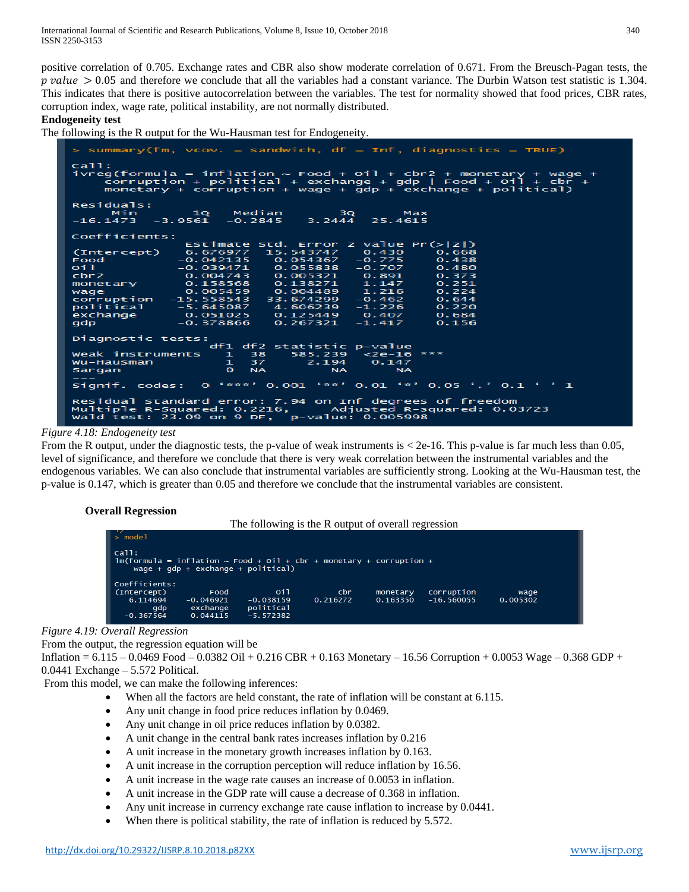positive correlation of 0.705. Exchange rates and CBR also show moderate correlation of 0.671. From the Breusch-Pagan tests, the $p\ value > 0.05$ and therefore we conclude that all the variables had a constant variance. The Durbin Watson test statistic is 1.304. This indicates that there is positive autocorrelation between the variables. The test for normality showed that food prices, CBR rates, corruption index, wage rate, political instability, are not normally distributed.

**Endogeneity test**

The following is the R output for the Wu-Hausman test for Endogeneity.

```
> summary(fm, vcov. = sandwich, df = Inf, diagnostics = TRUE)

Call:
ivreg(formula = inflation ~ Food + Oil + cbr2 + monetary + wage +
    corruption + political + exchange + gdp | Food + Oil + cbr +
    monetary + corruption + wage + gdp + exchange + political)

Residuals:
     Min       1Q   Median       3Q      Max
-16.1473  -3.9561  -0.2845   3.2444  25.4615

Coefficients:
             Estimate Std. Error z value Pr(>|z|)
(Intercept)  6.676977  15.543747   0.430    0.668
Food        -0.042135   0.054367  -0.775    0.438
Oil         -0.039471   0.055838  -0.707    0.480
cbr2         0.004743   0.005321   0.891    0.373
monetary     0.158568   0.138271   1.147    0.251
wage         0.005459   0.004489   1.216    0.224
corruption -15.558543  33.674299  -0.462    0.644
political   -5.645087   4.606239  -1.226    0.220
exchange     0.051025   0.125449   0.407    0.684
gdp         -0.378866   0.267321  -1.417    0.156

Diagnostic tests:
                 df1 df2 statistic p-value
Weak instruments   1  38   585.239  <2e-16 ***
Wu-Hausman         1  37     2.194   0.147
Sargan             0  NA        NA      NA
---
Signif. codes:  0 '***' 0.001 '**' 0.01 '*' 0.05 '.' 0.1 ' ' 1

Residual standard error: 7.94 on Inf degrees of freedom
Multiple R-Squared: 0.2216,    Adjusted R-squared: 0.03723
Wald test: 23.09 on 9 DF,  p-value: 0.005998
```

*Figure 4.18: Endogeneity test*

From the R output, under the diagnostic tests, the p-value of weak instruments is < 2e-16. This p-value is far much less than 0.05, level of significance, and therefore we conclude that there is very weak correlation between the instrumental variables and the endogenous variables. We can also conclude that instrumental variables are sufficiently strong. Looking at the Wu-Hausman test, the p-value is 0.147, which is greater than 0.05 and therefore we conclude that the instrumental variables are consistent.

**Overall Regression**

The following is the R output of overall regression

```
> model

Call:
lm(formula = inflation ~ Food + Oil + cbr + monetary + corruption +
    wage + gdp + exchange + political)

Coefficients:
(Intercept)         Food          Oil          cbr     monetary   corruption         wage
   6.114694    -0.046921    -0.038159     0.216272     0.163350   -16.560055     0.005302
        gdp     exchange    political
  -0.367564     0.044115    -5.572382
```

*Figure 4.19: Overall Regression*

From the output, the regression equation will be

Inflation = 6.115 – 0.0469 Food – 0.0382 Oil + 0.216 CBR + 0.163 Monetary – 16.56 Corruption + 0.0053 Wage – 0.368 GDP + 0.0441 Exchange – 5.572 Political.

From this model, we can make the following inferences:

- When all the factors are held constant, the rate of inflation will be constant at 6.115.
- Any unit change in food price reduces inflation by 0.0469.
- Any unit change in oil price reduces inflation by 0.0382.
- A unit change in the central bank rates increases inflation by 0.216
- A unit increase in the monetary growth increases inflation by 0.163.
- A unit increase in the corruption perception will reduce inflation by 16.56.
- A unit increase in the wage rate causes an increase of 0.0053 in inflation.
- A unit increase in the GDP rate will cause a decrease of 0.368 in inflation.
- Any unit increase in currency exchange rate cause inflation to increase by 0.0441.
- When there is political stability, the rate of inflation is reduced by 5.572.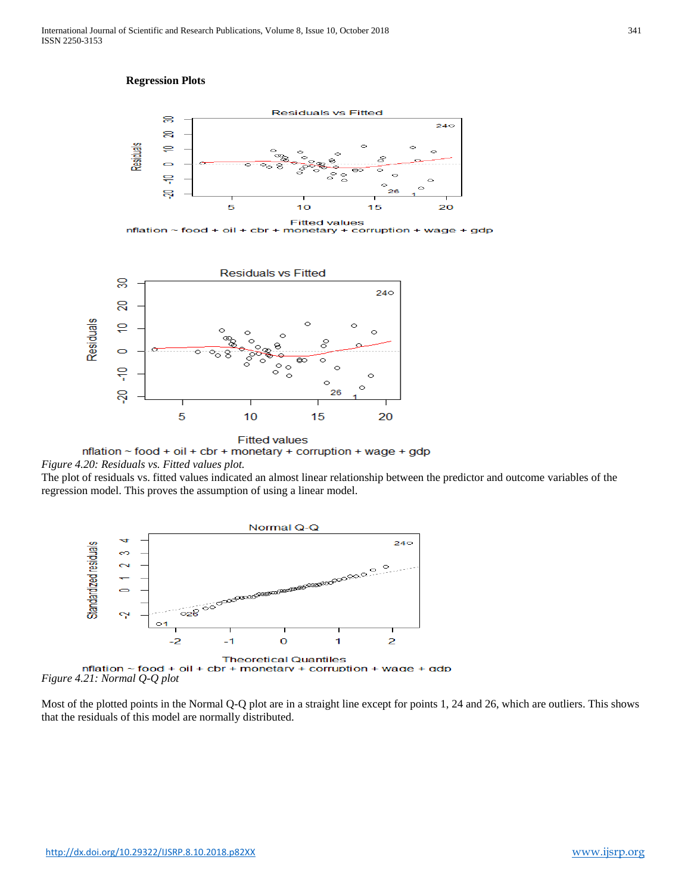**Regression Plots**

Residuals vs Fitted

nflation ~ food + oil + cbr + monetary + corruption + wage + gdp

Residuals vs Fitted

nflation ~ food + oil + cbr + monetary + corruption + wage + gdp

*Figure 4.20: Residuals vs. Fitted values plot.*

The plot of residuals vs. fitted values indicated an almost linear relationship between the predictor and outcome variables of the regression model. This proves the assumption of using a linear model.

Normal Q-Q

nflation ~ food + oil + cbr + monetary + corruption + wage + gdp

*Figure 4.21: Normal Q-Q plot*

Most of the plotted points in the Normal Q-Q plot are in a straight line except for points 1, 24 and 26, which are outliers. This shows that the residuals of this model are normally distributed.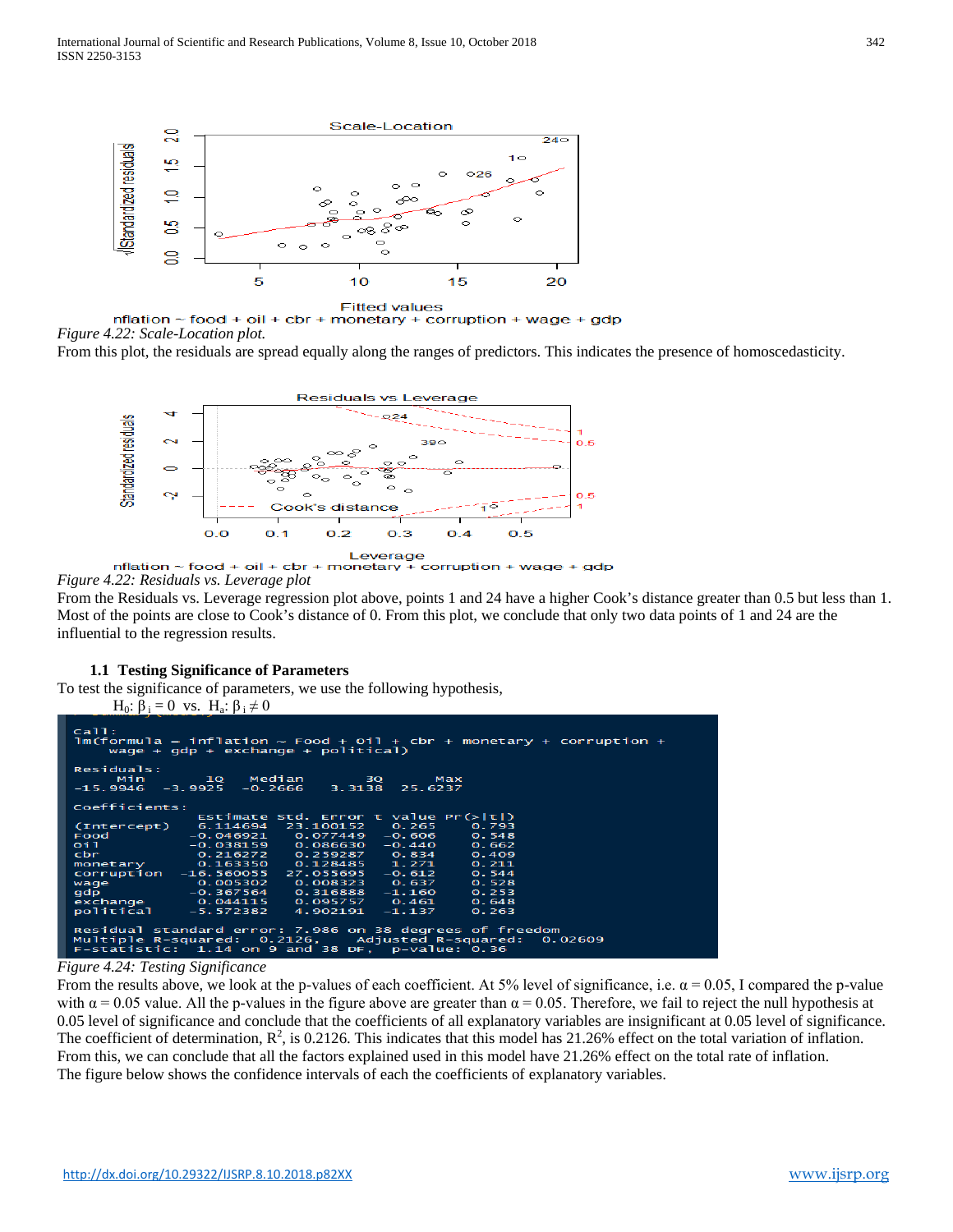Figure 4.22: Scale-Location plot.

From this plot, the residuals are spread equally along the ranges of predictors. This indicates the presence of homoscedasticity.

*Figure 4.22: Residuals vs. Leverage plot*

From the Residuals vs. Leverage regression plot above, points 1 and 24 have a higher Cook's distance greater than 0.5 but less than 1. Most of the points are close to Cook's distance of 0. From this plot, we conclude that only two data points of 1 and 24 are the influential to the regression results.

### 1.1 Testing Significance of Parameters

To test the significance of parameters, we use the following hypothesis,

$H_0$: $\beta_i = 0$ vs. $H_a$: $\beta_i \neq 0$

```
Call:
lm(formula = inflation ~ food + oil + cbr + monetary + corruption +
    wage + gdp + exchange + political)

Residuals:
     Min       1Q   Median       3Q      Max
-15.9946  -3.9925  -0.2666   3.3138  25.6237

Coefficients:
              Estimate Std. Error t value Pr(>|t|)
(Intercept)   6.114694  23.100152   0.265    0.793
food         -0.046921   0.077449  -0.606    0.548
oil          -0.038159   0.086630  -0.440    0.662
cbr           0.216272   0.259287   0.834    0.409
monetary      0.163350   0.128485   1.271    0.211
corruption  -16.560055  27.055695  -0.612    0.544
wage          0.005302   0.008323   0.637    0.528
gdp          -0.367564   0.316888  -1.160    0.253
exchange      0.044115   0.095757   0.461    0.648
political    -5.572382   4.902191  -1.137    0.263

Residual standard error: 7.986 on 38 degrees of freedom
Multiple R-squared:  0.2126,	Adjusted R-squared:  0.02609
F-statistic:  1.14 on 9 and 38 DF,  p-value: 0.36
```

*Figure 4.24: Testing Significance*

From the results above, we look at the p-values of each coefficient. At 5% level of significance, i.e. $\alpha = 0.05$, I compared the p-value with $\alpha = 0.05$ value. All the p-values in the figure above are greater than $\alpha = 0.05$. Therefore, we fail to reject the null hypothesis at 0.05 level of significance and conclude that the coefficients of all explanatory variables are insignificant at 0.05 level of significance. The coefficient of determination, $R^2$, is 0.2126. This indicates that this model has 21.26% effect on the total variation of inflation. From this, we can conclude that all the factors explained used in this model have 21.26% effect on the total rate of inflation.

The figure below shows the confidence intervals of each the coefficients of explanatory variables.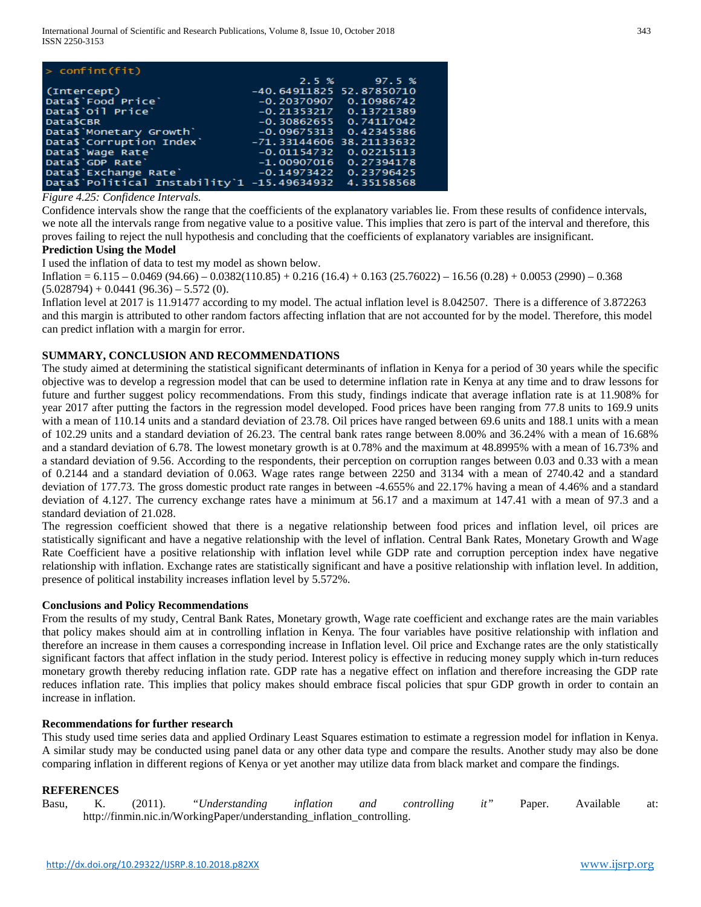```
> confint(fit)
                                    2.5 %      97.5 %
(Intercept)                  -40.64911825 52.87850710
Data$`Food Price`             -0.20370907  0.10986742
Data$`Oil Price`              -0.21353217  0.13721389
Data$CBR                      -0.30862655  0.74117042
Data$`Monetary Growth`        -0.09675313  0.42345386
Data$`Corruption Index`      -71.33144606 38.21133632
Data$`Wage Rate`              -0.01154732  0.02215113
Data$`GDP Rate`               -1.00907016  0.27394178
Data$`Exchange Rate`          -0.14973422  0.23796425
Data$`Political Instability`1 -15.49634932  4.35158568
```

*Figure 4.25: Confidence Intervals.*

Confidence intervals show the range that the coefficients of the explanatory variables lie. From these results of confidence intervals, we note all the intervals range from negative value to a positive value. This implies that zero is part of the interval and therefore, this proves failing to reject the null hypothesis and concluding that the coefficients of explanatory variables are insignificant.

**Prediction Using the Model**

I used the inflation of data to test my model as shown below.

Inflation = 6.115 – 0.0469 (94.66) – 0.0382(110.85) + 0.216 (16.4) + 0.163 (25.76022) – 16.56 (0.28) + 0.0053 (2990) – 0.368 (5.028794) + 0.0441 (96.36) – 5.572 (0).

Inflation level at 2017 is 11.91477 according to my model. The actual inflation level is 8.042507. There is a difference of 3.872263 and this margin is attributed to other random factors affecting inflation that are not accounted for by the model. Therefore, this model can predict inflation with a margin for error.

## SUMMARY, CONCLUSION AND RECOMMENDATIONS

The study aimed at determining the statistical significant determinants of inflation in Kenya for a period of 30 years while the specific objective was to develop a regression model that can be used to determine inflation rate in Kenya at any time and to draw lessons for future and further suggest policy recommendations. From this study, findings indicate that average inflation rate is at 11.908% for year 2017 after putting the factors in the regression model developed. Food prices have been ranging from 77.8 units to 169.9 units with a mean of 110.14 units and a standard deviation of 23.78. Oil prices have ranged between 69.6 units and 188.1 units with a mean of 102.29 units and a standard deviation of 26.23. The central bank rates range between 8.00% and 36.24% with a mean of 16.68% and a standard deviation of 6.78. The lowest monetary growth is at 0.78% and the maximum at 48.8995% with a mean of 16.73% and a standard deviation of 9.56. According to the respondents, their perception on corruption ranges between 0.03 and 0.33 with a mean of 0.2144 and a standard deviation of 0.063. Wage rates range between 2250 and 3134 with a mean of 2740.42 and a standard deviation of 177.73. The gross domestic product rate ranges in between -4.655% and 22.17% having a mean of 4.46% and a standard deviation of 4.127. The currency exchange rates have a minimum at 56.17 and a maximum at 147.41 with a mean of 97.3 and a standard deviation of 21.028.

The regression coefficient showed that there is a negative relationship between food prices and inflation level, oil prices are statistically significant and have a negative relationship with the level of inflation. Central Bank Rates, Monetary Growth and Wage Rate Coefficient have a positive relationship with inflation level while GDP rate and corruption perception index have negative relationship with inflation. Exchange rates are statistically significant and have a positive relationship with inflation level. In addition, presence of political instability increases inflation level by 5.572%.

### Conclusions and Policy Recommendations

From the results of my study, Central Bank Rates, Monetary growth, Wage rate coefficient and exchange rates are the main variables that policy makes should aim at in controlling inflation in Kenya. The four variables have positive relationship with inflation and therefore an increase in them causes a corresponding increase in Inflation level. Oil price and Exchange rates are the only statistically significant factors that affect inflation in the study period. Interest policy is effective in reducing money supply which in-turn reduces monetary growth thereby reducing inflation rate. GDP rate has a negative effect on inflation and therefore increasing the GDP rate reduces inflation rate. This implies that policy makes should embrace fiscal policies that spur GDP growth in order to contain an increase in inflation.

### Recommendations for further research

This study used time series data and applied Ordinary Least Squares estimation to estimate a regression model for inflation in Kenya. A similar study may be conducted using panel data or any other data type and compare the results. Another study may also be done comparing inflation in different regions of Kenya or yet another may utilize data from black market and compare the findings.

## REFERENCES

Basu, K. (2011). *"Understanding inflation and controlling it"* Paper. Available at: http://finmin.nic.in/WorkingPaper/understanding_inflation_controlling.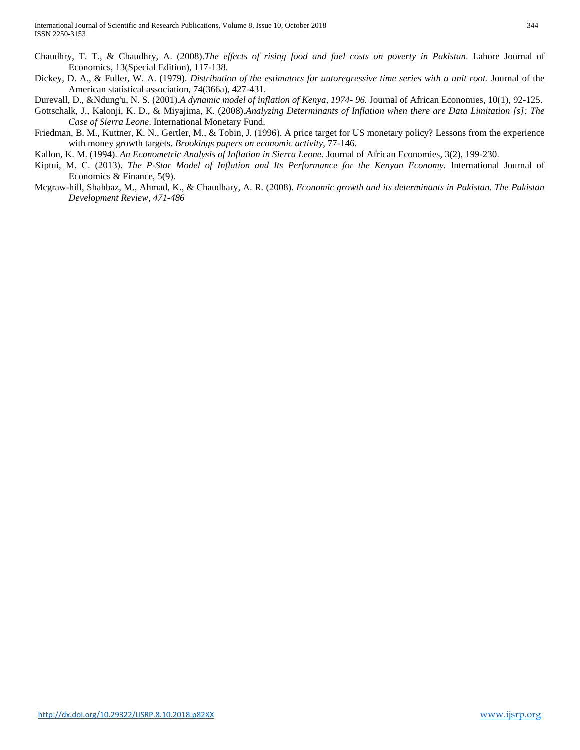Chaudhry, T. T., & Chaudhry, A. (2008).*The effects of rising food and fuel costs on poverty in Pakistan*. Lahore Journal of Economics, 13(Special Edition), 117-138.

Dickey, D. A., & Fuller, W. A. (1979). *Distribution of the estimators for autoregressive time series with a unit root.* Journal of the American statistical association, 74(366a), 427-431.

Durevall, D., &Ndung'u, N. S. (2001).*A dynamic model of inflation of Kenya, 1974- 96.* Journal of African Economies, 10(1), 92-125.

Gottschalk, J., Kalonji, K. D., & Miyajima, K. (2008).*Analyzing Determinants of Inflation when there are Data Limitation [s]: The Case of Sierra Leone*. International Monetary Fund.

Friedman, B. M., Kuttner, K. N., Gertler, M., & Tobin, J. (1996). A price target for US monetary policy? Lessons from the experience with money growth targets. *Brookings papers on economic activity*, 77-146.

Kallon, K. M. (1994). *An Econometric Analysis of Inflation in Sierra Leone*. Journal of African Economies, 3(2), 199-230.

Kiptui, M. C. (2013). *The P-Star Model of Inflation and Its Performance for the Kenyan Economy*. International Journal of Economics & Finance, 5(9).

Mcgraw-hill, Shahbaz, M., Ahmad, K., & Chaudhary, A. R. (2008). *Economic growth and its determinants in Pakistan. The Pakistan Development Review, 471-486*